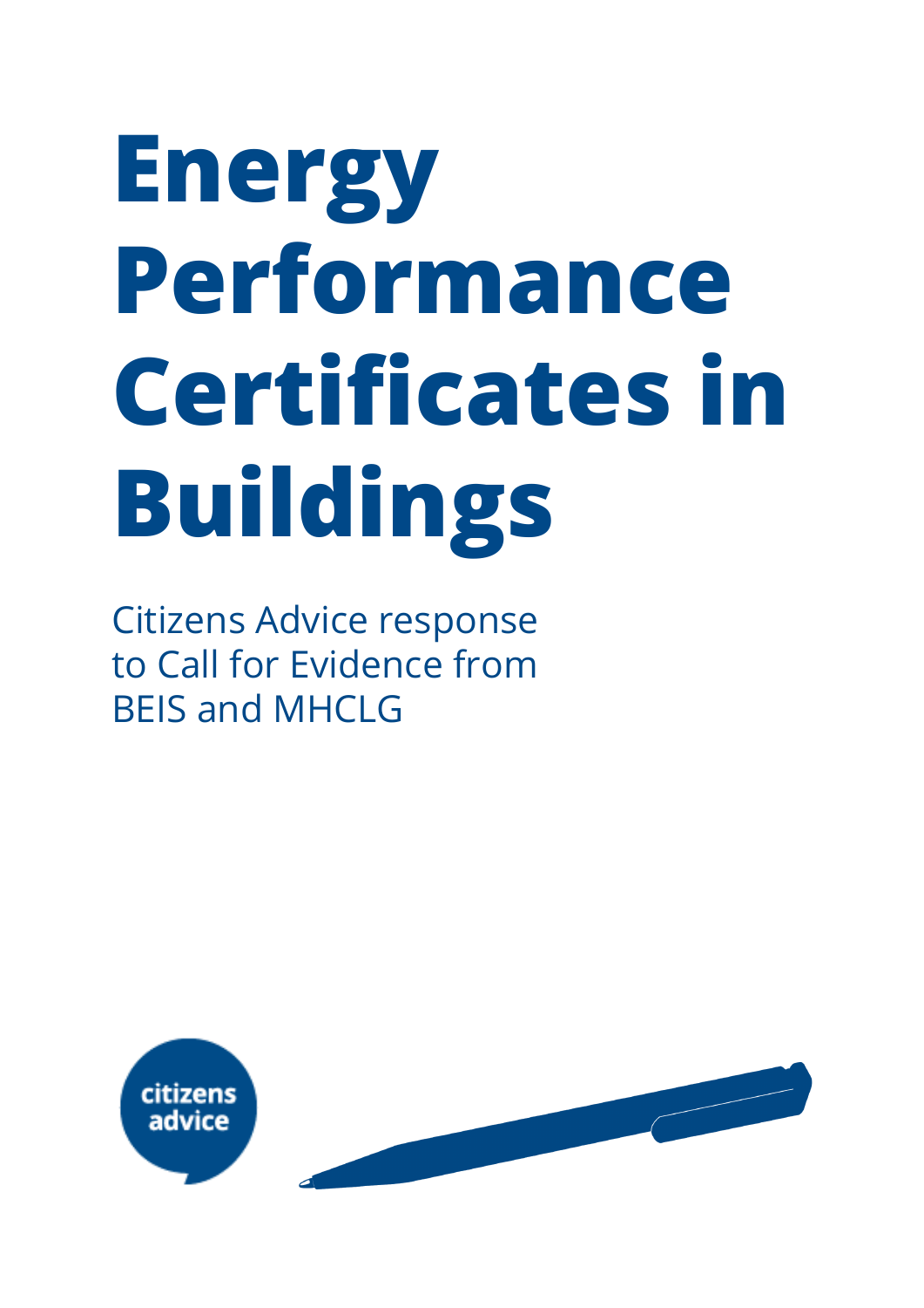# Energy Performance Certificates in Buildings

Citizens Advice response to Call for Evidence from BEIS and MHCLG

citizens advice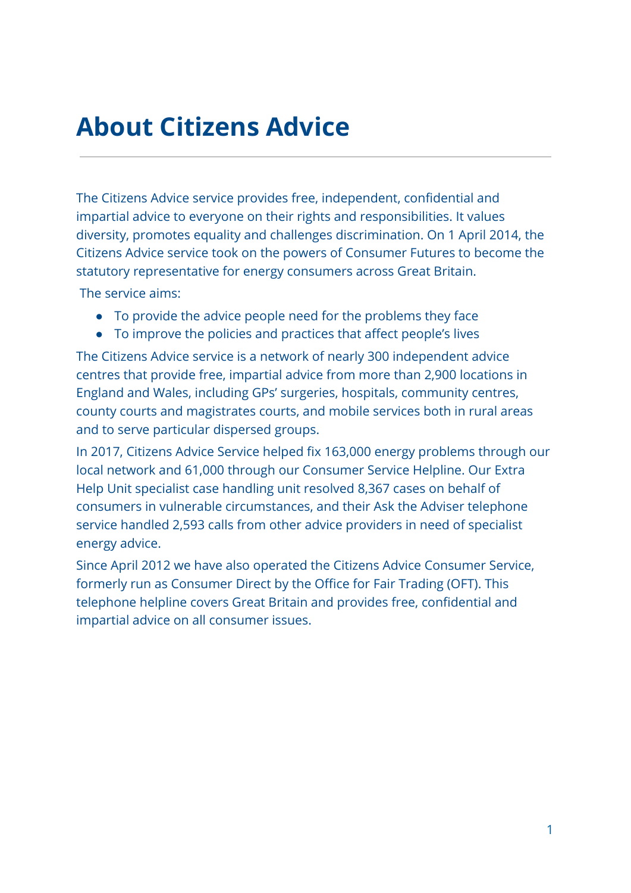# About Citizens Advice

The Citizens Advice service provides free, independent, confidential and impartial advice to everyone on their rights and responsibilities. It values diversity, promotes equality and challenges discrimination. On 1 April 2014, the Citizens Advice service took on the powers of Consumer Futures to become the statutory representative for energy consumers across Great Britain.

The service aims:

- To provide the advice people need for the problems they face
- To improve the policies and practices that affect people's lives

The Citizens Advice service is a network of nearly 300 independent advice centres that provide free, impartial advice from more than 2,900 locations in England and Wales, including GPs' surgeries, hospitals, community centres, county courts and magistrates courts, and mobile services both in rural areas and to serve particular dispersed groups.

In 2017, Citizens Advice Service helped fix 163,000 energy problems through our local network and 61,000 through our Consumer Service Helpline. Our Extra Help Unit specialist case handling unit resolved 8,367 cases on behalf of consumers in vulnerable circumstances, and their Ask the Adviser telephone service handled 2,593 calls from other advice providers in need of specialist energy advice.

Since April 2012 we have also operated the Citizens Advice Consumer Service, formerly run as Consumer Direct by the Office for Fair Trading (OFT). This telephone helpline covers Great Britain and provides free, confidential and impartial advice on all consumer issues.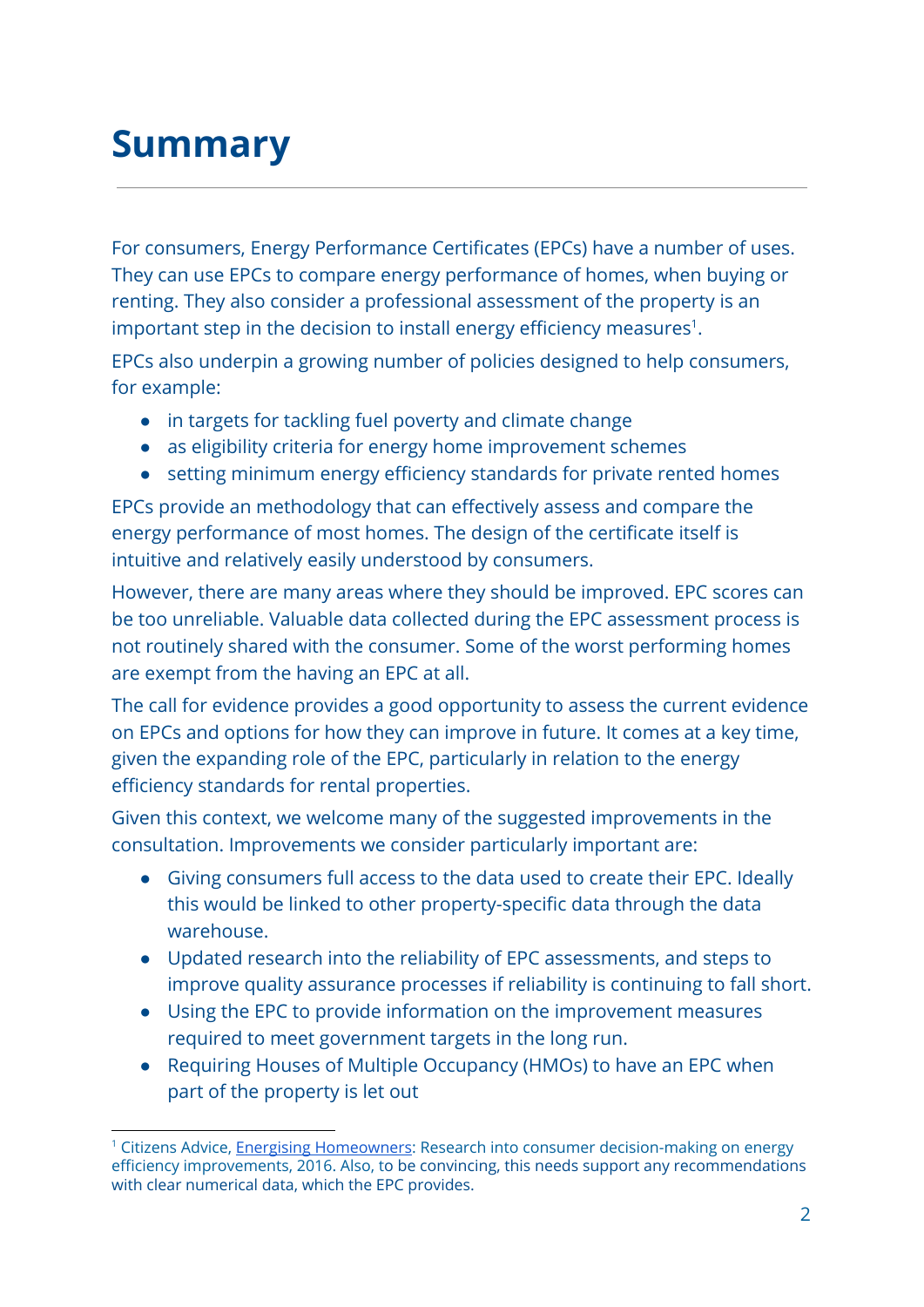# Summary

For consumers, Energy Performance Certificates (EPCs) have a number of uses. They can use EPCs to compare energy performance of homes, when buying or renting. They also consider a professional assessment of the property is an important step in the decision to install energy efficiency measures[1].

EPCs also underpin a growing number of policies designed to help consumers, for example:

- in targets for tackling fuel poverty and climate change
- as eligibility criteria for energy home improvement schemes
- setting minimum energy efficiency standards for private rented homes

EPCs provide an methodology that can effectively assess and compare the energy performance of most homes. The design of the certificate itself is intuitive and relatively easily understood by consumers.

However, there are many areas where they should be improved. EPC scores can be too unreliable. Valuable data collected during the EPC assessment process is not routinely shared with the consumer. Some of the worst performing homes are exempt from the having an EPC at all.

The call for evidence provides a good opportunity to assess the current evidence on EPCs and options for how they can improve in future. It comes at a key time, given the expanding role of the EPC, particularly in relation to the energy efficiency standards for rental properties.

Given this context, we welcome many of the suggested improvements in the consultation. Improvements we consider particularly important are:

- Giving consumers full access to the data used to create their EPC. Ideally this would be linked to other property-specific data through the data warehouse.
- Updated research into the reliability of EPC assessments, and steps to improve quality assurance processes if reliability is continuing to fall short.
- Using the EPC to provide information on the improvement measures required to meet government targets in the long run.
- Requiring Houses of Multiple Occupancy (HMOs) to have an EPC when part of the property is let out

[1] Citizens Advice, Energising Homeowners: Research into consumer decision-making on energy efficiency improvements, 2016. Also, to be convincing, this needs support any recommendations with clear numerical data, which the EPC provides.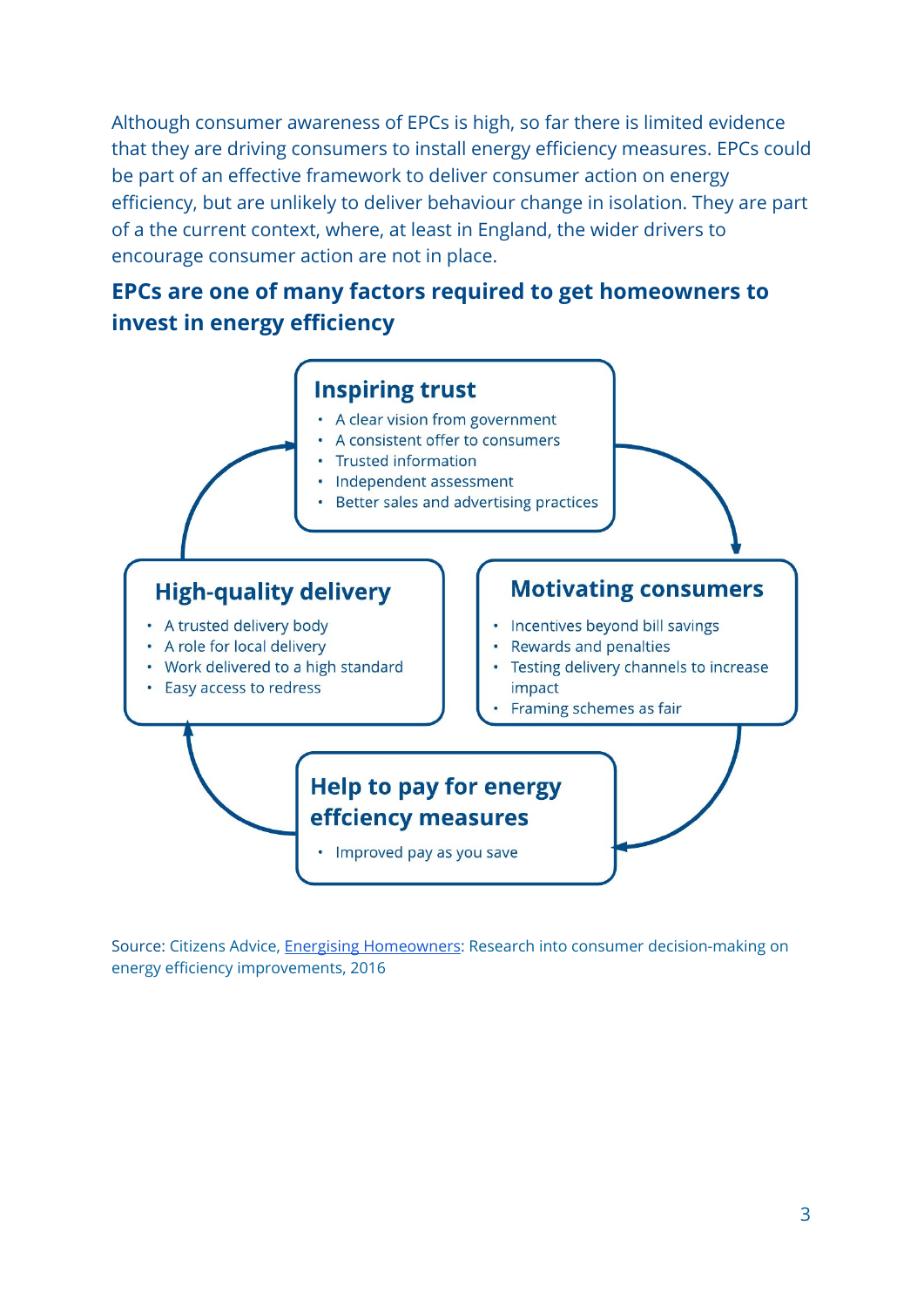Although consumer awareness of EPCs is high, so far there is limited evidence that they are driving consumers to install energy efficiency measures. EPCs could be part of an effective framework to deliver consumer action on energy efficiency, but are unlikely to deliver behaviour change in isolation. They are part of a the current context, where, at least in England, the wider drivers to encourage consumer action are not in place.

## EPCs are one of many factors required to get homeowners to invest in energy efficiency

### Inspiring trust

- A clear vision from government
- A consistent offer to consumers
- Trusted information
- Independent assessment
- Better sales and advertising practices

### Motivating consumers

- Incentives beyond bill savings
- Rewards and penalties
- Testing delivery channels to increase impact
- Framing schemes as fair

### Help to pay for energy effciency measures

- Improved pay as you save

### High-quality delivery

- A trusted delivery body
- A role for local delivery
- Work delivered to a high standard
- Easy access to redress

Source: Citizens Advice, Energising Homeowners: Research into consumer decision-making on energy efficiency improvements, 2016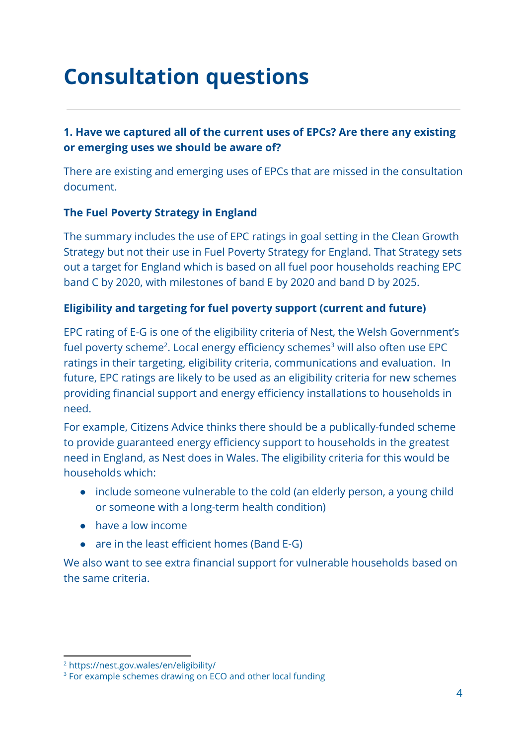# Consultation questions

**1. Have we captured all of the current uses of EPCs? Are there any existing or emerging uses we should be aware of?**

There are existing and emerging uses of EPCs that are missed in the consultation document.

**The Fuel Poverty Strategy in England**

The summary includes the use of EPC ratings in goal setting in the Clean Growth Strategy but not their use in Fuel Poverty Strategy for England. That Strategy sets out a target for England which is based on all fuel poor households reaching EPC band C by 2020, with milestones of band E by 2020 and band D by 2025.

**Eligibility and targeting for fuel poverty support (current and future)**

EPC rating of E-G is one of the eligibility criteria of Nest, the Welsh Government's fuel poverty scheme[2]. Local energy efficiency schemes[3] will also often use EPC ratings in their targeting, eligibility criteria, communications and evaluation. In future, EPC ratings are likely to be used as an eligibility criteria for new schemes providing financial support and energy efficiency installations to households in need.

For example, Citizens Advice thinks there should be a publically-funded scheme to provide guaranteed energy efficiency support to households in the greatest need in England, as Nest does in Wales. The eligibility criteria for this would be households which:

- include someone vulnerable to the cold (an elderly person, a young child or someone with a long-term health condition)
- have a low income
- are in the least efficient homes (Band E-G)

We also want to see extra financial support for vulnerable households based on the same criteria.

---

[2] https://nest.gov.wales/en/eligibility/

[3] For example schemes drawing on ECO and other local funding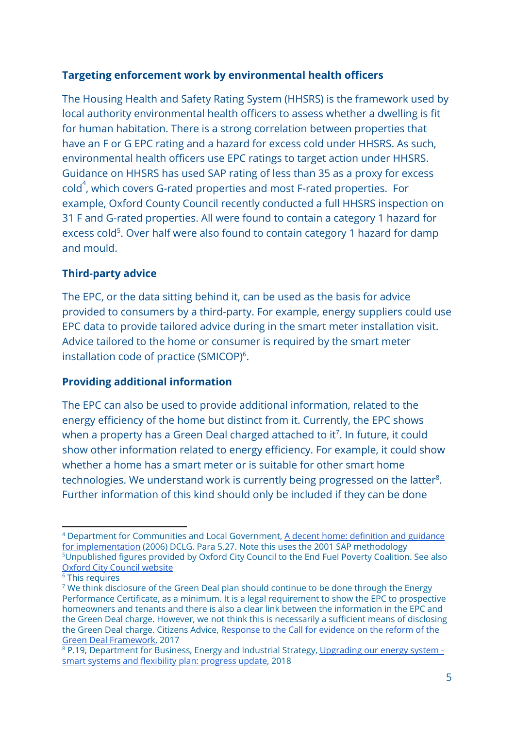**Targeting enforcement work by environmental health officers**

The Housing Health and Safety Rating System (HHSRS) is the framework used by local authority environmental health officers to assess whether a dwelling is fit for human habitation. There is a strong correlation between properties that have an F or G EPC rating and a hazard for excess cold under HHSRS. As such, environmental health officers use EPC ratings to target action under HHSRS. Guidance on HHSRS has used SAP rating of less than 35 as a proxy for excess cold[4], which covers G-rated properties and most F-rated properties. For example, Oxford County Council recently conducted a full HHSRS inspection on 31 F and G-rated properties. All were found to contain a category 1 hazard for excess cold[5]. Over half were also found to contain category 1 hazard for damp and mould.

**Third-party advice**

The EPC, or the data sitting behind it, can be used as the basis for advice provided to consumers by a third-party. For example, energy suppliers could use EPC data to provide tailored advice during in the smart meter installation visit. Advice tailored to the home or consumer is required by the smart meter installation code of practice (SMICOP)[6].

**Providing additional information**

The EPC can also be used to provide additional information, related to the energy efficiency of the home but distinct from it. Currently, the EPC shows when a property has a Green Deal charged attached to it[7]. In future, it could show other information related to energy efficiency. For example, it could show whether a home has a smart meter or is suitable for other smart home technologies. We understand work is currently being progressed on the latter[8]. Further information of this kind should only be included if they can be done

---

[4] Department for Communities and Local Government, A decent home: definition and guidance for implementation (2006) DCLG. Para 5.27. Note this uses the 2001 SAP methodology

[5] Unpublished figures provided by Oxford City Council to the End Fuel Poverty Coalition. See also Oxford City Council website

[6] This requires

[7] We think disclosure of the Green Deal plan should continue to be done through the Energy Performance Certificate, as a minimum. It is a legal requirement to show the EPC to prospective homeowners and tenants and there is also a clear link between the information in the EPC and the Green Deal charge. However, we not think this is necessarily a sufficient means of disclosing the Green Deal charge. Citizens Advice, Response to the Call for evidence on the reform of the Green Deal Framework, 2017

[8] P.19, Department for Business, Energy and Industrial Strategy, Upgrading our energy system - smart systems and flexibility plan: progress update, 2018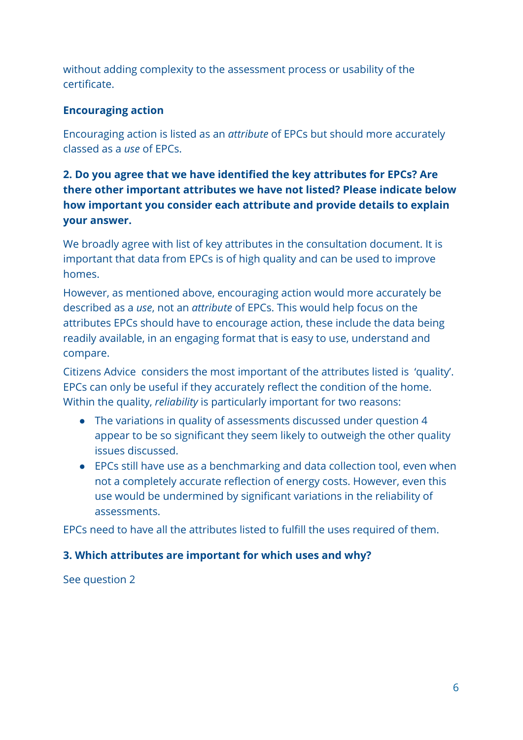without adding complexity to the assessment process or usability of the certificate.

**Encouraging action**

Encouraging action is listed as an *attribute* of EPCs but should more accurately classed as a *use* of EPCs.

**2. Do you agree that we have identified the key attributes for EPCs? Are there other important attributes we have not listed? Please indicate below how important you consider each attribute and provide details to explain your answer.**

We broadly agree with list of key attributes in the consultation document. It is important that data from EPCs is of high quality and can be used to improve homes.

However, as mentioned above, encouraging action would more accurately be described as a *use*, not an *attribute* of EPCs. This would help focus on the attributes EPCs should have to encourage action, these include the data being readily available, in an engaging format that is easy to use, understand and compare.

Citizens Advice considers the most important of the attributes listed is 'quality'. EPCs can only be useful if they accurately reflect the condition of the home. Within the quality, *reliability* is particularly important for two reasons:

- The variations in quality of assessments discussed under question 4 appear to be so significant they seem likely to outweigh the other quality issues discussed.
- EPCs still have use as a benchmarking and data collection tool, even when not a completely accurate reflection of energy costs. However, even this use would be undermined by significant variations in the reliability of assessments.

EPCs need to have all the attributes listed to fulfill the uses required of them.

**3. Which attributes are important for which uses and why?**

See question 2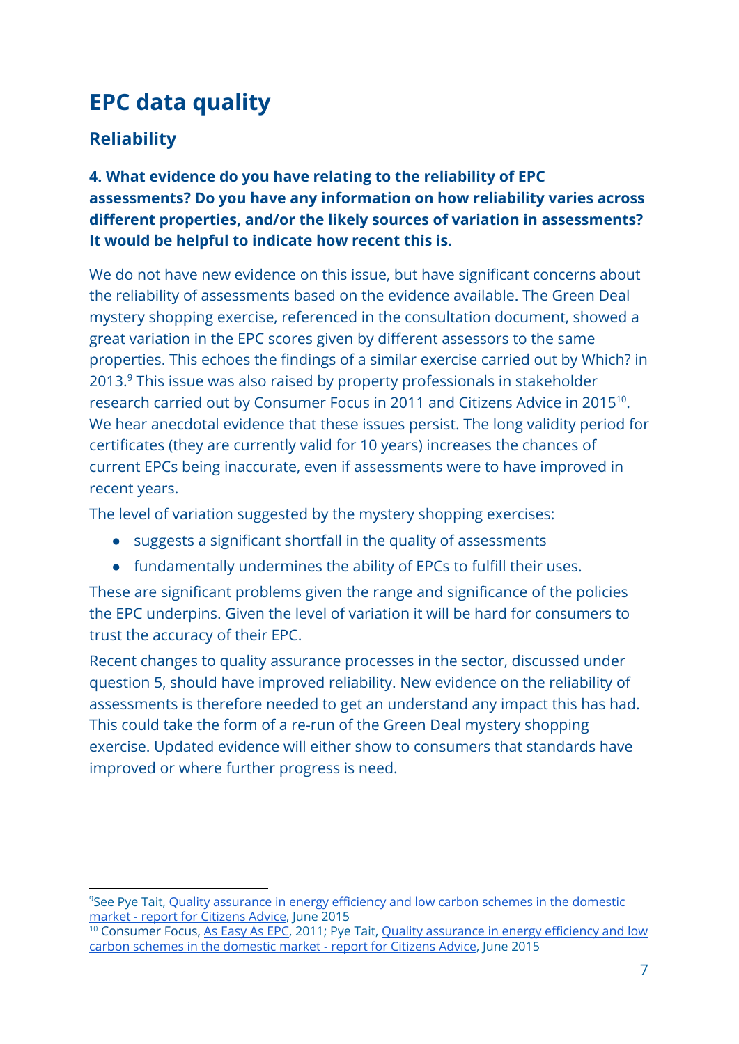# EPC data quality

## Reliability

**4. What evidence do you have relating to the reliability of EPC assessments? Do you have any information on how reliability varies across different properties, and/or the likely sources of variation in assessments? It would be helpful to indicate how recent this is.**

We do not have new evidence on this issue, but have significant concerns about the reliability of assessments based on the evidence available. The Green Deal mystery shopping exercise, referenced in the consultation document, showed a great variation in the EPC scores given by different assessors to the same properties. This echoes the findings of a similar exercise carried out by Which? in 2013.[9] This issue was also raised by property professionals in stakeholder research carried out by Consumer Focus in 2011 and Citizens Advice in 2015[10]. We hear anecdotal evidence that these issues persist. The long validity period for certificates (they are currently valid for 10 years) increases the chances of current EPCs being inaccurate, even if assessments were to have improved in recent years.

The level of variation suggested by the mystery shopping exercises:

- suggests a significant shortfall in the quality of assessments
- fundamentally undermines the ability of EPCs to fulfill their uses.

These are significant problems given the range and significance of the policies the EPC underpins. Given the level of variation it will be hard for consumers to trust the accuracy of their EPC.

Recent changes to quality assurance processes in the sector, discussed under question 5, should have improved reliability. New evidence on the reliability of assessments is therefore needed to get an understand any impact this has had. This could take the form of a re-run of the Green Deal mystery shopping exercise. Updated evidence will either show to consumers that standards have improved or where further progress is need.

---

[9] See Pye Tait, Quality assurance in energy efficiency and low carbon schemes in the domestic market - report for Citizens Advice, June 2015

[10] Consumer Focus, As Easy As EPC, 2011; Pye Tait, Quality assurance in energy efficiency and low carbon schemes in the domestic market - report for Citizens Advice, June 2015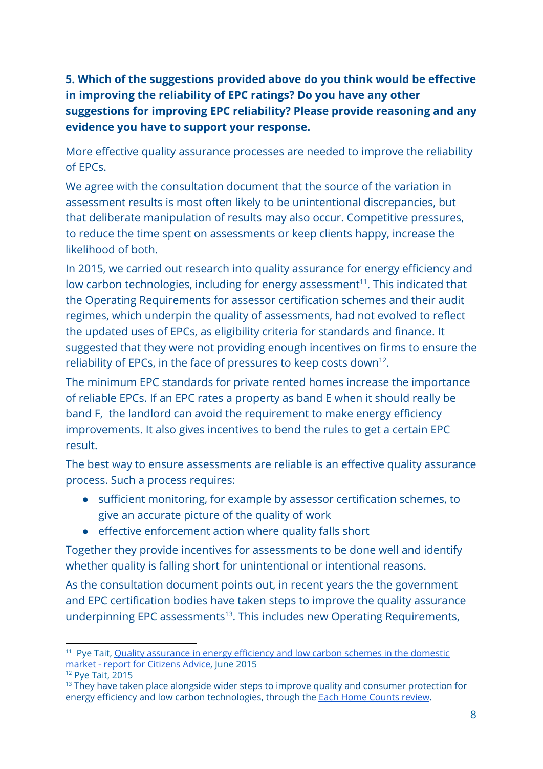**5. Which of the suggestions provided above do you think would be effective in improving the reliability of EPC ratings? Do you have any other suggestions for improving EPC reliability? Please provide reasoning and any evidence you have to support your response.**

More effective quality assurance processes are needed to improve the reliability of EPCs.

We agree with the consultation document that the source of the variation in assessment results is most often likely to be unintentional discrepancies, but that deliberate manipulation of results may also occur. Competitive pressures, to reduce the time spent on assessments or keep clients happy, increase the likelihood of both.

In 2015, we carried out research into quality assurance for energy efficiency and low carbon technologies, including for energy assessment[11]. This indicated that the Operating Requirements for assessor certification schemes and their audit regimes, which underpin the quality of assessments, had not evolved to reflect the updated uses of EPCs, as eligibility criteria for standards and finance. It suggested that they were not providing enough incentives on firms to ensure the reliability of EPCs, in the face of pressures to keep costs down[12].

The minimum EPC standards for private rented homes increase the importance of reliable EPCs. If an EPC rates a property as band E when it should really be band F, the landlord can avoid the requirement to make energy efficiency improvements. It also gives incentives to bend the rules to get a certain EPC result.

The best way to ensure assessments are reliable is an effective quality assurance process. Such a process requires:

- sufficient monitoring, for example by assessor certification schemes, to give an accurate picture of the quality of work
- effective enforcement action where quality falls short

Together they provide incentives for assessments to be done well and identify whether quality is falling short for unintentional or intentional reasons.

As the consultation document points out, in recent years the the government and EPC certification bodies have taken steps to improve the quality assurance underpinning EPC assessments[13]. This includes new Operating Requirements,

---

[11] Pye Tait, Quality assurance in energy efficiency and low carbon schemes in the domestic market - report for Citizens Advice, June 2015

[12] Pye Tait, 2015

[13] They have taken place alongside wider steps to improve quality and consumer protection for energy efficiency and low carbon technologies, through the Each Home Counts review.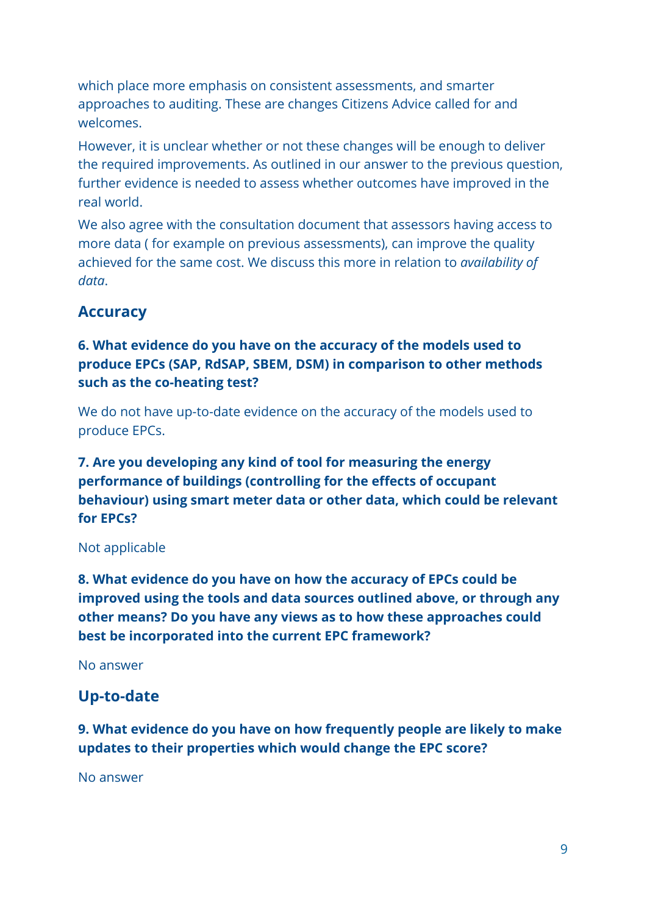which place more emphasis on consistent assessments, and smarter approaches to auditing. These are changes Citizens Advice called for and welcomes.

However, it is unclear whether or not these changes will be enough to deliver the required improvements. As outlined in our answer to the previous question, further evidence is needed to assess whether outcomes have improved in the real world.

We also agree with the consultation document that assessors having access to more data ( for example on previous assessments), can improve the quality achieved for the same cost. We discuss this more in relation to *availability of data*.

## Accuracy

**6. What evidence do you have on the accuracy of the models used to produce EPCs (SAP, RdSAP, SBEM, DSM) in comparison to other methods such as the co-heating test?**

We do not have up-to-date evidence on the accuracy of the models used to produce EPCs.

**7. Are you developing any kind of tool for measuring the energy performance of buildings (controlling for the effects of occupant behaviour) using smart meter data or other data, which could be relevant for EPCs?**

Not applicable

**8. What evidence do you have on how the accuracy of EPCs could be improved using the tools and data sources outlined above, or through any other means? Do you have any views as to how these approaches could best be incorporated into the current EPC framework?**

No answer

## Up-to-date

**9. What evidence do you have on how frequently people are likely to make updates to their properties which would change the EPC score?**

No answer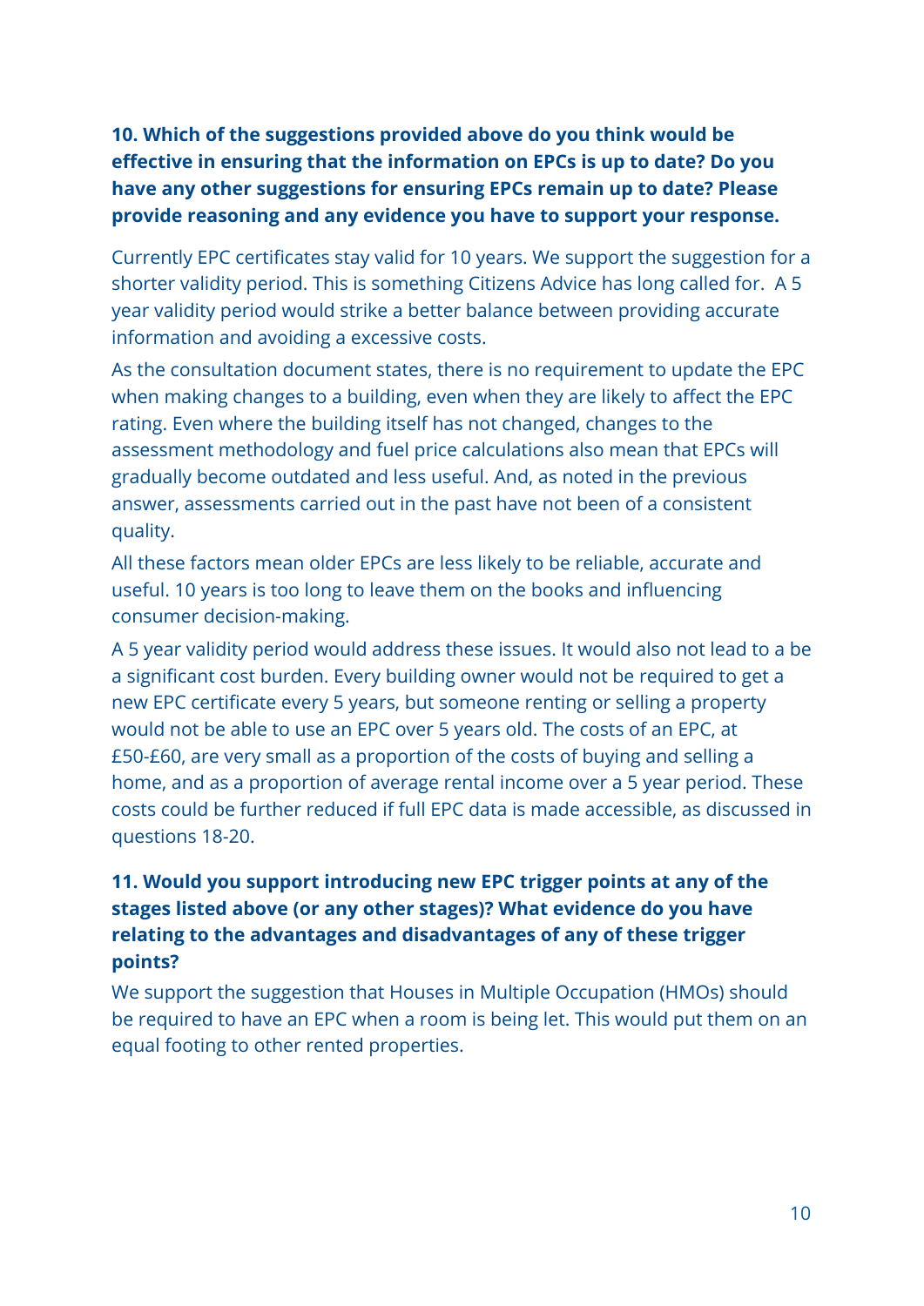**10. Which of the suggestions provided above do you think would be effective in ensuring that the information on EPCs is up to date? Do you have any other suggestions for ensuring EPCs remain up to date? Please provide reasoning and any evidence you have to support your response.**

Currently EPC certificates stay valid for 10 years. We support the suggestion for a shorter validity period. This is something Citizens Advice has long called for. A 5 year validity period would strike a better balance between providing accurate information and avoiding a excessive costs.

As the consultation document states, there is no requirement to update the EPC when making changes to a building, even when they are likely to affect the EPC rating. Even where the building itself has not changed, changes to the assessment methodology and fuel price calculations also mean that EPCs will gradually become outdated and less useful. And, as noted in the previous answer, assessments carried out in the past have not been of a consistent quality.

All these factors mean older EPCs are less likely to be reliable, accurate and useful. 10 years is too long to leave them on the books and influencing consumer decision-making.

A 5 year validity period would address these issues. It would also not lead to a be a significant cost burden. Every building owner would not be required to get a new EPC certificate every 5 years, but someone renting or selling a property would not be able to use an EPC over 5 years old. The costs of an EPC, at £50-£60, are very small as a proportion of the costs of buying and selling a home, and as a proportion of average rental income over a 5 year period. These costs could be further reduced if full EPC data is made accessible, as discussed in questions 18-20.

**11. Would you support introducing new EPC trigger points at any of the stages listed above (or any other stages)? What evidence do you have relating to the advantages and disadvantages of any of these trigger points?**

We support the suggestion that Houses in Multiple Occupation (HMOs) should be required to have an EPC when a room is being let. This would put them on an equal footing to other rented properties.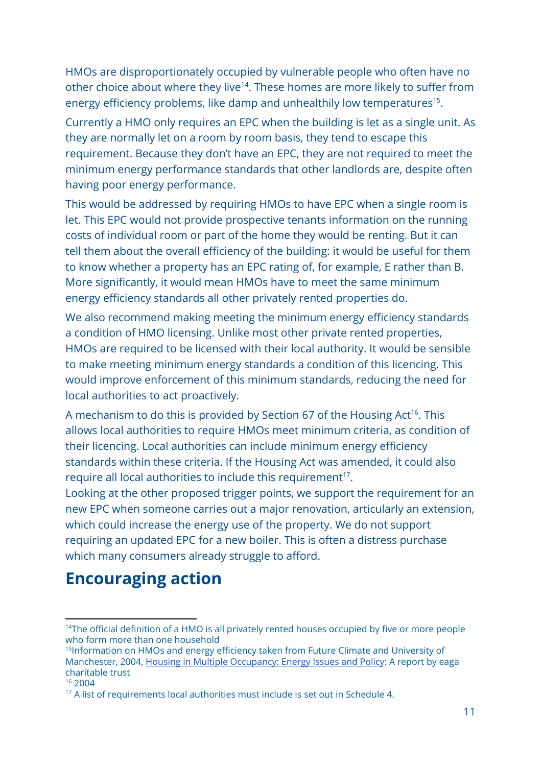HMOs are disproportionately occupied by vulnerable people who often have no other choice about where they live[14]. These homes are more likely to suffer from energy efficiency problems, like damp and unhealthily low temperatures[15].

Currently a HMO only requires an EPC when the building is let as a single unit. As they are normally let on a room by room basis, they tend to escape this requirement. Because they don't have an EPC, they are not required to meet the minimum energy performance standards that other landlords are, despite often having poor energy performance.

This would be addressed by requiring HMOs to have EPC when a single room is let. This EPC would not provide prospective tenants information on the running costs of individual room or part of the home they would be renting. But it can tell them about the overall efficiency of the building: it would be useful for them to know whether a property has an EPC rating of, for example, E rather than B. More significantly, it would mean HMOs have to meet the same minimum energy efficiency standards all other privately rented properties do.

We also recommend making meeting the minimum energy efficiency standards a condition of HMO licensing. Unlike most other private rented properties, HMOs are required to be licensed with their local authority. It would be sensible to make meeting minimum energy standards a condition of this licencing. This would improve enforcement of this minimum standards, reducing the need for local authorities to act proactively.

A mechanism to do this is provided by Section 67 of the Housing Act[16]. This allows local authorities to require HMOs meet minimum criteria, as condition of their licencing. Local authorities can include minimum energy efficiency standards within these criteria. If the Housing Act was amended, it could also require all local authorities to include this requirement[17].

Looking at the other proposed trigger points, we support the requirement for an new EPC when someone carries out a major renovation, articularly an extension, which could increase the energy use of the property. We do not support requiring an updated EPC for a new boiler. This is often a distress purchase which many consumers already struggle to afford.

## Encouraging action

[14] The official definition of a HMO is all privately rented houses occupied by five or more people who form more than one household

[15] Information on HMOs and energy efficiency taken from Future Climate and University of Manchester, 2004, Housing in Multiple Occupancy: Energy Issues and Policy: A report by eaga charitable trust

[16] 2004

[17] A list of requirements local authorities must include is set out in Schedule 4.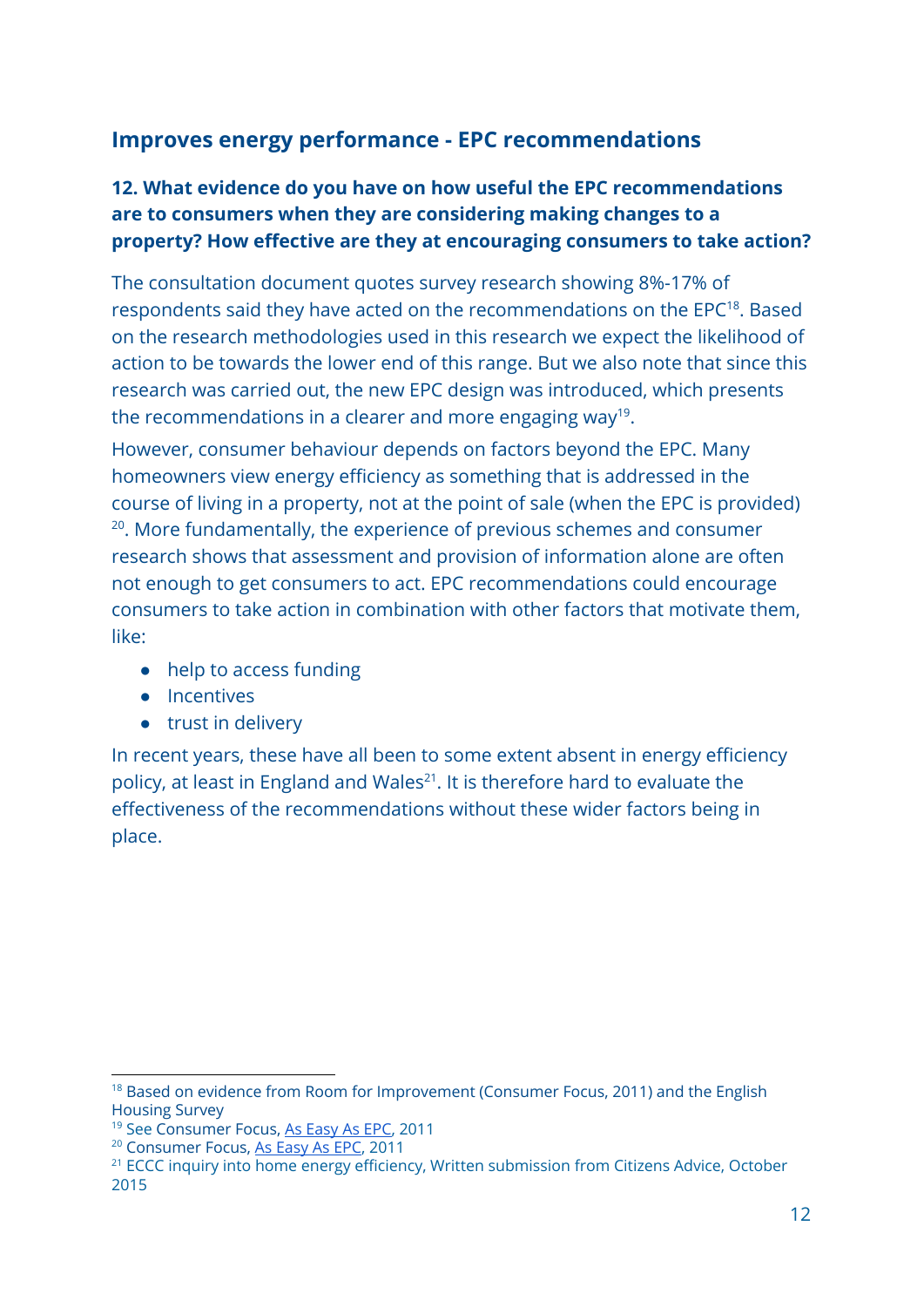## Improves energy performance - EPC recommendations

### 12. What evidence do you have on how useful the EPC recommendations are to consumers when they are considering making changes to a property? How effective are they at encouraging consumers to take action?

The consultation document quotes survey research showing 8%-17% of respondents said they have acted on the recommendations on the EPC[18]. Based on the research methodologies used in this research we expect the likelihood of action to be towards the lower end of this range. But we also note that since this research was carried out, the new EPC design was introduced, which presents the recommendations in a clearer and more engaging way[19].

However, consumer behaviour depends on factors beyond the EPC. Many homeowners view energy efficiency as something that is addressed in the course of living in a property, not at the point of sale (when the EPC is provided)[20]. More fundamentally, the experience of previous schemes and consumer research shows that assessment and provision of information alone are often not enough to get consumers to act. EPC recommendations could encourage consumers to take action in combination with other factors that motivate them, like:

- help to access funding
- Incentives
- trust in delivery

In recent years, these have all been to some extent absent in energy efficiency policy, at least in England and Wales[21]. It is therefore hard to evaluate the effectiveness of the recommendations without these wider factors being in place.

---

[18] Based on evidence from Room for Improvement (Consumer Focus, 2011) and the English Housing Survey

[19] See Consumer Focus, As Easy As EPC, 2011

[20] Consumer Focus, As Easy As EPC, 2011

[21] ECCC inquiry into home energy efficiency, Written submission from Citizens Advice, October 2015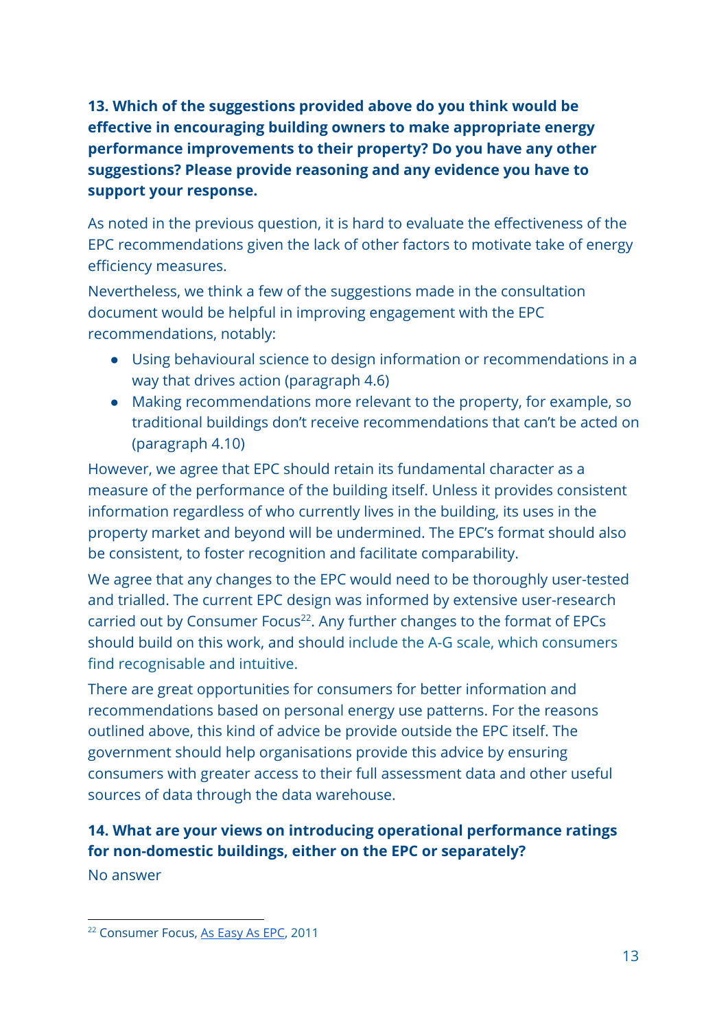**13. Which of the suggestions provided above do you think would be effective in encouraging building owners to make appropriate energy performance improvements to their property? Do you have any other suggestions? Please provide reasoning and any evidence you have to support your response.**

As noted in the previous question, it is hard to evaluate the effectiveness of the EPC recommendations given the lack of other factors to motivate take of energy efficiency measures.

Nevertheless, we think a few of the suggestions made in the consultation document would be helpful in improving engagement with the EPC recommendations, notably:

- Using behavioural science to design information or recommendations in a way that drives action (paragraph 4.6)
- Making recommendations more relevant to the property, for example, so traditional buildings don't receive recommendations that can't be acted on (paragraph 4.10)

However, we agree that EPC should retain its fundamental character as a measure of the performance of the building itself. Unless it provides consistent information regardless of who currently lives in the building, its uses in the property market and beyond will be undermined. The EPC's format should also be consistent, to foster recognition and facilitate comparability.

We agree that any changes to the EPC would need to be thoroughly user-tested and trialled. The current EPC design was informed by extensive user-research carried out by Consumer Focus[22]. Any further changes to the format of EPCs should build on this work, and should include the A-G scale, which consumers find recognisable and intuitive.

There are great opportunities for consumers for better information and recommendations based on personal energy use patterns. For the reasons outlined above, this kind of advice be provide outside the EPC itself. The government should help organisations provide this advice by ensuring consumers with greater access to their full assessment data and other useful sources of data through the data warehouse.

**14. What are your views on introducing operational performance ratings for non-domestic buildings, either on the EPC or separately?**

No answer

[22] Consumer Focus, As Easy As EPC, 2011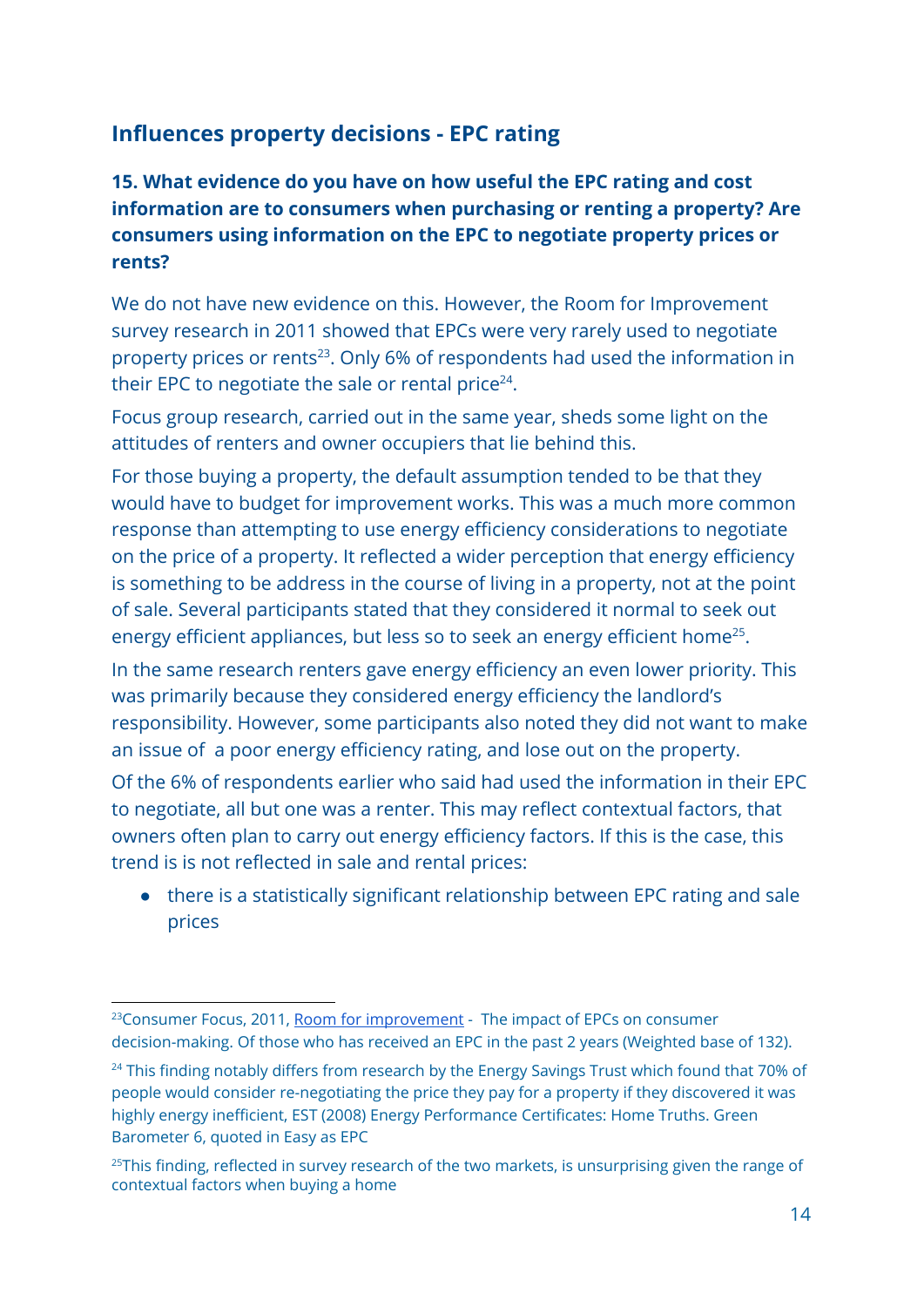## Influences property decisions - EPC rating

### 15. What evidence do you have on how useful the EPC rating and cost information are to consumers when purchasing or renting a property? Are consumers using information on the EPC to negotiate property prices or rents?

We do not have new evidence on this. However, the Room for Improvement survey research in 2011 showed that EPCs were very rarely used to negotiate property prices or rents[23]. Only 6% of respondents had used the information in their EPC to negotiate the sale or rental price[24].

Focus group research, carried out in the same year, sheds some light on the attitudes of renters and owner occupiers that lie behind this.

For those buying a property, the default assumption tended to be that they would have to budget for improvement works. This was a much more common response than attempting to use energy efficiency considerations to negotiate on the price of a property. It reflected a wider perception that energy efficiency is something to be address in the course of living in a property, not at the point of sale. Several participants stated that they considered it normal to seek out energy efficient appliances, but less so to seek an energy efficient home[25].

In the same research renters gave energy efficiency an even lower priority. This was primarily because they considered energy efficiency the landlord's responsibility. However, some participants also noted they did not want to make an issue of a poor energy efficiency rating, and lose out on the property.

Of the 6% of respondents earlier who said had used the information in their EPC to negotiate, all but one was a renter. This may reflect contextual factors, that owners often plan to carry out energy efficiency factors. If this is the case, this trend is is not reflected in sale and rental prices:

- there is a statistically significant relationship between EPC rating and sale prices

---

[23] Consumer Focus, 2011, Room for improvement - The impact of EPCs on consumer decision-making. Of those who has received an EPC in the past 2 years (Weighted base of 132).

[24] This finding notably differs from research by the Energy Savings Trust which found that 70% of people would consider re-negotiating the price they pay for a property if they discovered it was highly energy inefficient, EST (2008) Energy Performance Certificates: Home Truths. Green Barometer 6, quoted in Easy as EPC

[25] This finding, reflected in survey research of the two markets, is unsurprising given the range of contextual factors when buying a home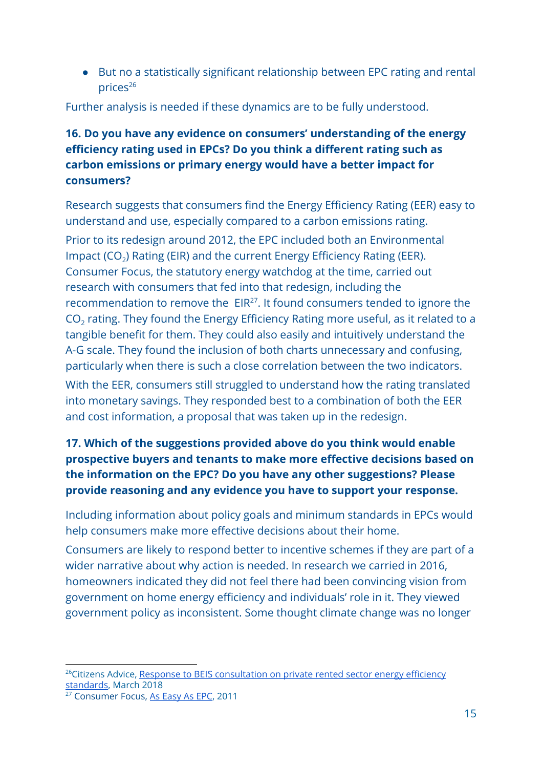- But no a statistically significant relationship between EPC rating and rental prices[26]

Further analysis is needed if these dynamics are to be fully understood.

**16. Do you have any evidence on consumers' understanding of the energy efficiency rating used in EPCs? Do you think a different rating such as carbon emissions or primary energy would have a better impact for consumers?**

Research suggests that consumers find the Energy Efficiency Rating (EER) easy to understand and use, especially compared to a carbon emissions rating.

Prior to its redesign around 2012, the EPC included both an Environmental Impact ($CO_2$) Rating (EIR) and the current Energy Efficiency Rating (EER). Consumer Focus, the statutory energy watchdog at the time, carried out research with consumers that fed into that redesign, including the recommendation to remove the EIR[27]. It found consumers tended to ignore the $CO_2$ rating. They found the Energy Efficiency Rating more useful, as it related to a tangible benefit for them. They could also easily and intuitively understand the A-G scale. They found the inclusion of both charts unnecessary and confusing, particularly when there is such a close correlation between the two indicators.

With the EER, consumers still struggled to understand how the rating translated into monetary savings. They responded best to a combination of both the EER and cost information, a proposal that was taken up in the redesign.

**17. Which of the suggestions provided above do you think would enable prospective buyers and tenants to make more effective decisions based on the information on the EPC? Do you have any other suggestions? Please provide reasoning and any evidence you have to support your response.**

Including information about policy goals and minimum standards in EPCs would help consumers make more effective decisions about their home.

Consumers are likely to respond better to incentive schemes if they are part of a wider narrative about why action is needed. In research we carried in 2016, homeowners indicated they did not feel there had been convincing vision from government on home energy efficiency and individuals' role in it. They viewed government policy as inconsistent. Some thought climate change was no longer

---

[26] Citizens Advice, Response to BEIS consultation on private rented sector energy efficiency standards, March 2018

[27] Consumer Focus, As Easy As EPC, 2011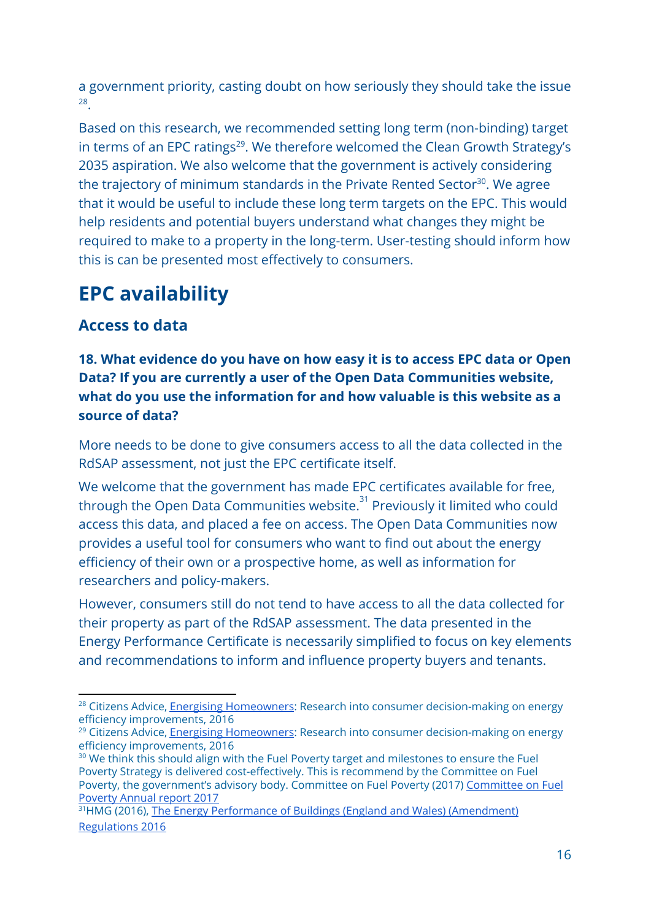a government priority, casting doubt on how seriously they should take the issue [28].

Based on this research, we recommended setting long term (non-binding) target in terms of an EPC ratings[29]. We therefore welcomed the Clean Growth Strategy's 2035 aspiration. We also welcome that the government is actively considering the trajectory of minimum standards in the Private Rented Sector[30]. We agree that it would be useful to include these long term targets on the EPC. This would help residents and potential buyers understand what changes they might be required to make to a property in the long-term. User-testing should inform how this is can be presented most effectively to consumers.

# EPC availability

## Access to data

**18. What evidence do you have on how easy it is to access EPC data or Open Data? If you are currently a user of the Open Data Communities website, what do you use the information for and how valuable is this website as a source of data?**

More needs to be done to give consumers access to all the data collected in the RdSAP assessment, not just the EPC certificate itself.

We welcome that the government has made EPC certificates available for free, through the Open Data Communities website.[31] Previously it limited who could access this data, and placed a fee on access. The Open Data Communities now provides a useful tool for consumers who want to find out about the energy efficiency of their own or a prospective home, as well as information for researchers and policy-makers.

However, consumers still do not tend to have access to all the data collected for their property as part of the RdSAP assessment. The data presented in the Energy Performance Certificate is necessarily simplified to focus on key elements and recommendations to inform and influence property buyers and tenants.

---

[28] Citizens Advice, Energising Homeowners: Research into consumer decision-making on energy efficiency improvements, 2016

[29] Citizens Advice, Energising Homeowners: Research into consumer decision-making on energy efficiency improvements, 2016

[30] We think this should align with the Fuel Poverty target and milestones to ensure the Fuel Poverty Strategy is delivered cost-effectively. This is recommend by the Committee on Fuel Poverty, the government's advisory body. Committee on Fuel Poverty (2017) Committee on Fuel Poverty Annual report 2017

[31] HMG (2016), The Energy Performance of Buildings (England and Wales) (Amendment) Regulations 2016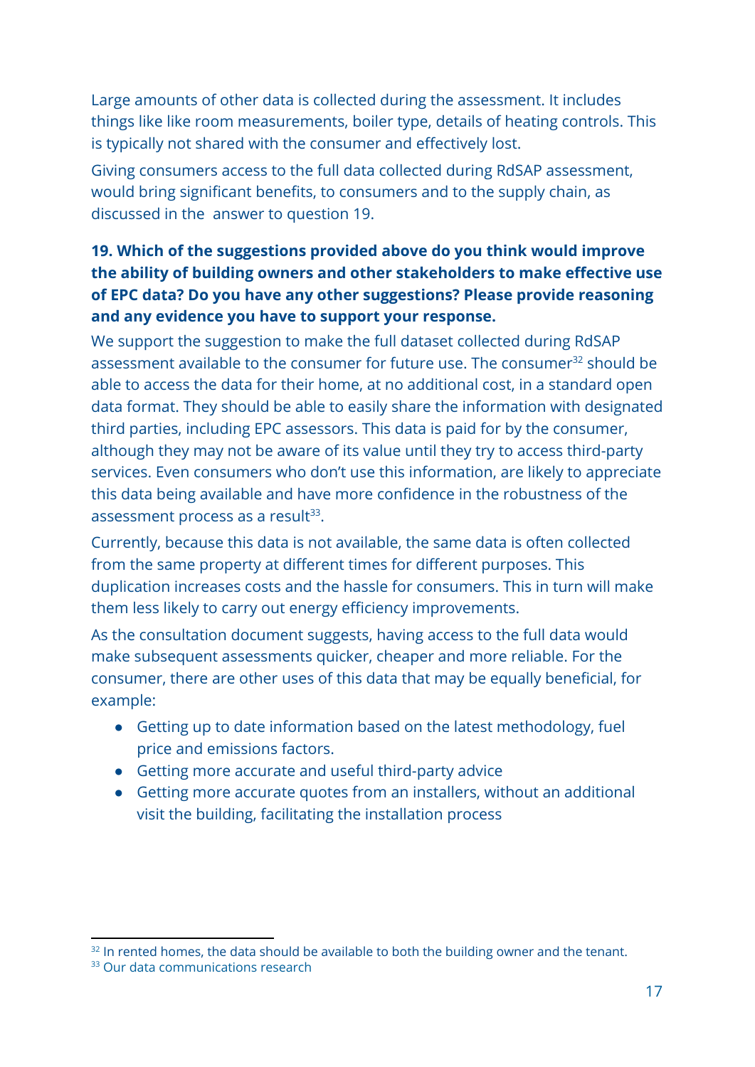Large amounts of other data is collected during the assessment. It includes things like like room measurements, boiler type, details of heating controls. This is typically not shared with the consumer and effectively lost.

Giving consumers access to the full data collected during RdSAP assessment, would bring significant benefits, to consumers and to the supply chain, as discussed in the  answer to question 19.

**19. Which of the suggestions provided above do you think would improve the ability of building owners and other stakeholders to make effective use of EPC data? Do you have any other suggestions? Please provide reasoning and any evidence you have to support your response.**

We support the suggestion to make the full dataset collected during RdSAP assessment available to the consumer for future use. The consumer[32] should be able to access the data for their home, at no additional cost, in a standard open data format. They should be able to easily share the information with designated third parties, including EPC assessors. This data is paid for by the consumer, although they may not be aware of its value until they try to access third-party services. Even consumers who don't use this information, are likely to appreciate this data being available and have more confidence in the robustness of the assessment process as a result[33].

Currently, because this data is not available, the same data is often collected from the same property at different times for different purposes. This duplication increases costs and the hassle for consumers. This in turn will make them less likely to carry out energy efficiency improvements.

As the consultation document suggests, having access to the full data would make subsequent assessments quicker, cheaper and more reliable. For the consumer, there are other uses of this data that may be equally beneficial, for example:

- Getting up to date information based on the latest methodology, fuel price and emissions factors.
- Getting more accurate and useful third-party advice
- Getting more accurate quotes from an installers, without an additional visit the building, facilitating the installation process

[32] In rented homes, the data should be available to both the building owner and the tenant.
[33] Our data communications research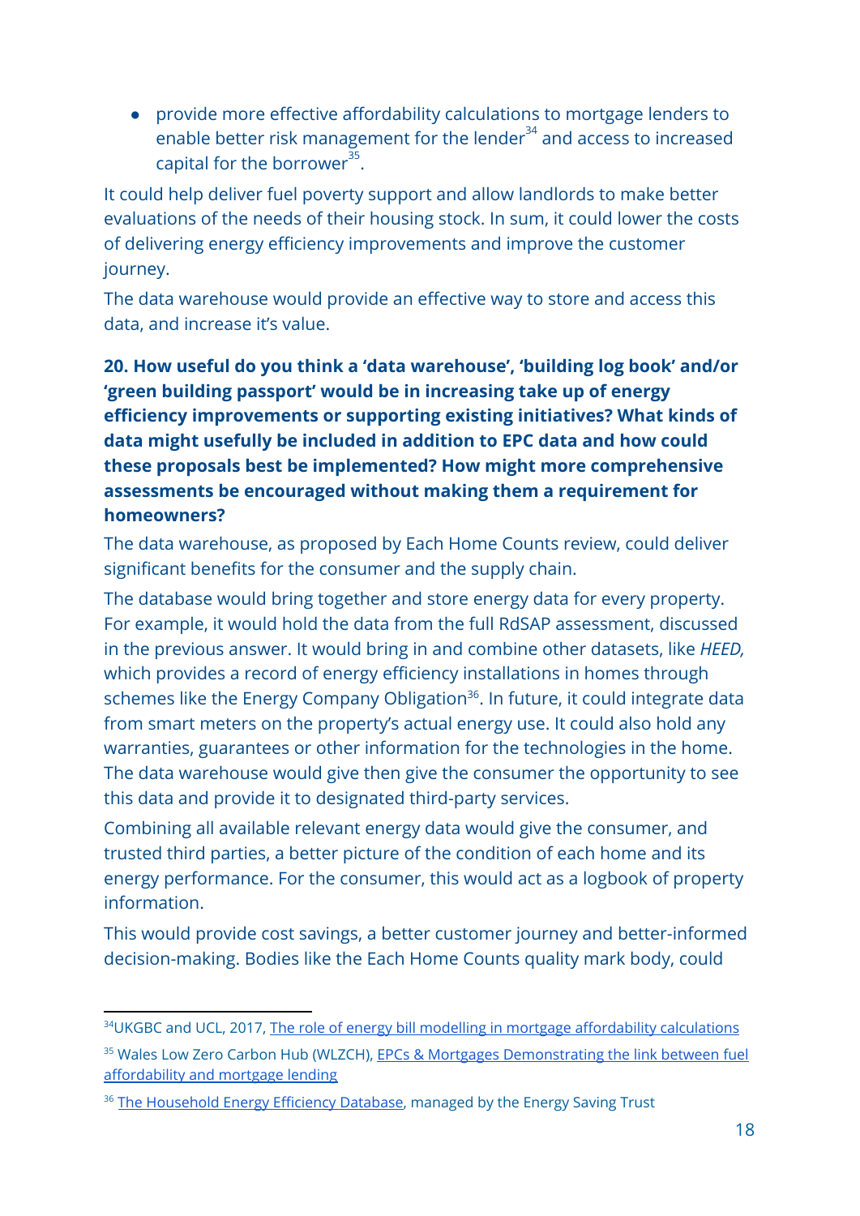- provide more effective affordability calculations to mortgage lenders to enable better risk management for the lender[34] and access to increased capital for the borrower[35].

It could help deliver fuel poverty support and allow landlords to make better evaluations of the needs of their housing stock. In sum, it could lower the costs of delivering energy efficiency improvements and improve the customer journey.

The data warehouse would provide an effective way to store and access this data, and increase it's value.

**20. How useful do you think a 'data warehouse', 'building log book' and/or 'green building passport' would be in increasing take up of energy efficiency improvements or supporting existing initiatives? What kinds of data might usefully be included in addition to EPC data and how could these proposals best be implemented? How might more comprehensive assessments be encouraged without making them a requirement for homeowners?**

The data warehouse, as proposed by Each Home Counts review, could deliver significant benefits for the consumer and the supply chain.

The database would bring together and store energy data for every property. For example, it would hold the data from the full RdSAP assessment, discussed in the previous answer. It would bring in and combine other datasets, like *HEED,* which provides a record of energy efficiency installations in homes through schemes like the Energy Company Obligation[36]. In future, it could integrate data from smart meters on the property's actual energy use. It could also hold any warranties, guarantees or other information for the technologies in the home. The data warehouse would give then give the consumer the opportunity to see this data and provide it to designated third-party services.

Combining all available relevant energy data would give the consumer, and trusted third parties, a better picture of the condition of each home and its energy performance. For the consumer, this would act as a logbook of property information.

This would provide cost savings, a better customer journey and better-informed decision-making. Bodies like the Each Home Counts quality mark body, could

---

[34] UKGBC and UCL, 2017, The role of energy bill modelling in mortgage affordability calculations

[35] Wales Low Zero Carbon Hub (WLZCH), EPCs & Mortgages Demonstrating the link between fuel affordability and mortgage lending

[36] The Household Energy Efficiency Database, managed by the Energy Saving Trust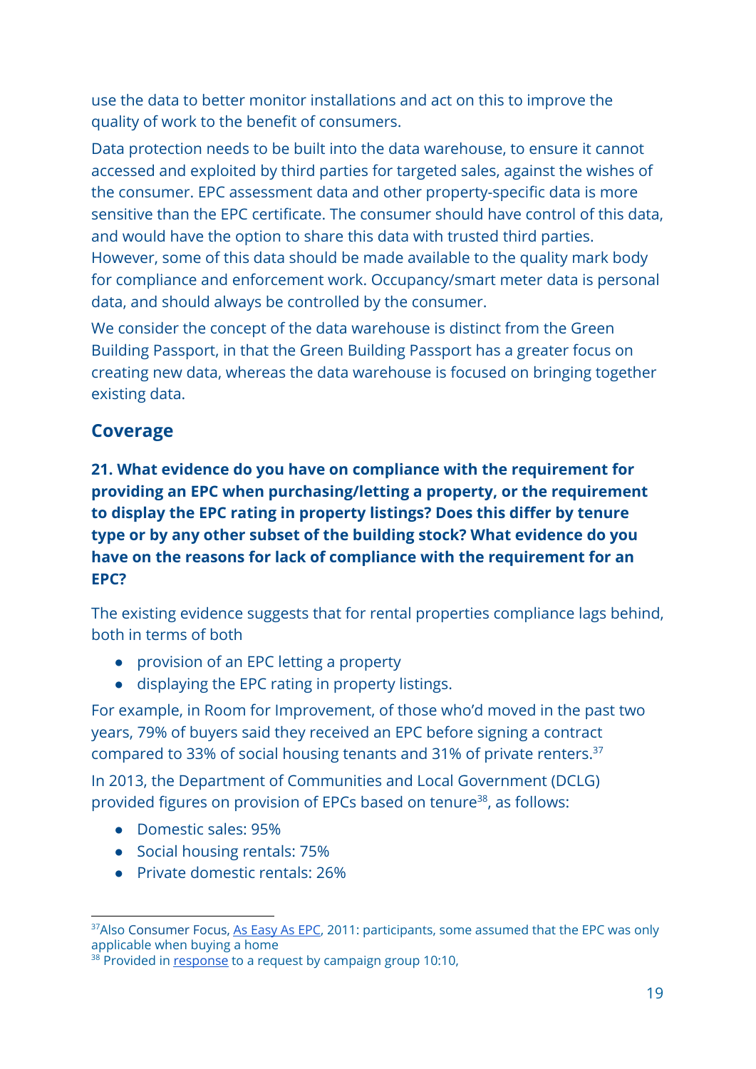use the data to better monitor installations and act on this to improve the quality of work to the benefit of consumers.

Data protection needs to be built into the data warehouse, to ensure it cannot accessed and exploited by third parties for targeted sales, against the wishes of the consumer. EPC assessment data and other property-specific data is more sensitive than the EPC certificate. The consumer should have control of this data, and would have the option to share this data with trusted third parties. However, some of this data should be made available to the quality mark body for compliance and enforcement work. Occupancy/smart meter data is personal data, and should always be controlled by the consumer.

We consider the concept of the data warehouse is distinct from the Green Building Passport, in that the Green Building Passport has a greater focus on creating new data, whereas the data warehouse is focused on bringing together existing data.

## Coverage

**21. What evidence do you have on compliance with the requirement for providing an EPC when purchasing/letting a property, or the requirement to display the EPC rating in property listings? Does this differ by tenure type or by any other subset of the building stock? What evidence do you have on the reasons for lack of compliance with the requirement for an EPC?**

The existing evidence suggests that for rental properties compliance lags behind, both in terms of both

- provision of an EPC letting a property
- displaying the EPC rating in property listings.

For example, in Room for Improvement, of those who'd moved in the past two years, 79% of buyers said they received an EPC before signing a contract compared to 33% of social housing tenants and 31% of private renters.[37]

In 2013, the Department of Communities and Local Government (DCLG) provided figures on provision of EPCs based on tenure[38], as follows:

- Domestic sales: 95%
- Social housing rentals: 75%
- Private domestic rentals: 26%

[37] Also Consumer Focus, As Easy As EPC, 2011: participants, some assumed that the EPC was only applicable when buying a home

[38] Provided in response to a request by campaign group 10:10,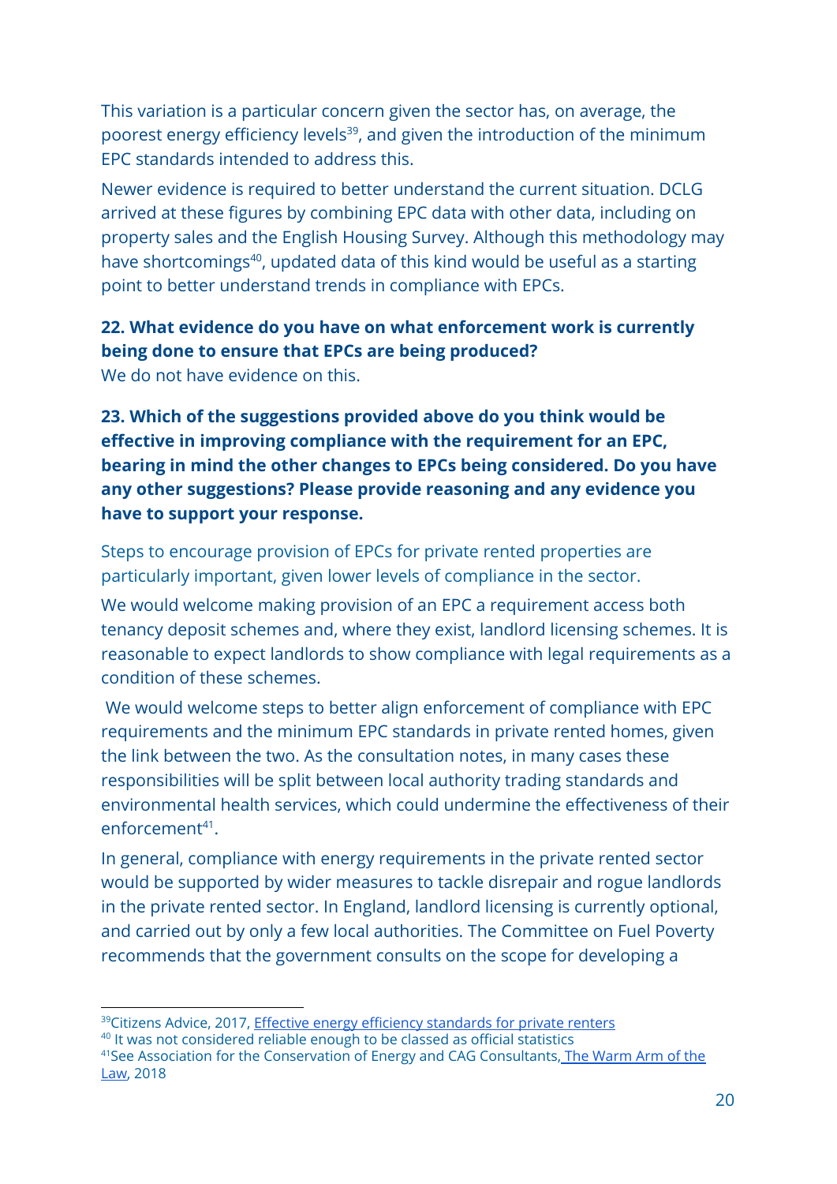This variation is a particular concern given the sector has, on average, the poorest energy efficiency levels[39], and given the introduction of the minimum EPC standards intended to address this.

Newer evidence is required to better understand the current situation. DCLG arrived at these figures by combining EPC data with other data, including on property sales and the English Housing Survey. Although this methodology may have shortcomings[40], updated data of this kind would be useful as a starting point to better understand trends in compliance with EPCs.

**22. What evidence do you have on what enforcement work is currently being done to ensure that EPCs are being produced?**

We do not have evidence on this.

**23. Which of the suggestions provided above do you think would be effective in improving compliance with the requirement for an EPC, bearing in mind the other changes to EPCs being considered. Do you have any other suggestions? Please provide reasoning and any evidence you have to support your response.**

Steps to encourage provision of EPCs for private rented properties are particularly important, given lower levels of compliance in the sector.

We would welcome making provision of an EPC a requirement access both tenancy deposit schemes and, where they exist, landlord licensing schemes. It is reasonable to expect landlords to show compliance with legal requirements as a condition of these schemes.

We would welcome steps to better align enforcement of compliance with EPC requirements and the minimum EPC standards in private rented homes, given the link between the two. As the consultation notes, in many cases these responsibilities will be split between local authority trading standards and environmental health services, which could undermine the effectiveness of their enforcement[41].

In general, compliance with energy requirements in the private rented sector would be supported by wider measures to tackle disrepair and rogue landlords in the private rented sector. In England, landlord licensing is currently optional, and carried out by only a few local authorities. The Committee on Fuel Poverty recommends that the government consults on the scope for developing a

---

[39] Citizens Advice, 2017, Effective energy efficiency standards for private renters

[40] It was not considered reliable enough to be classed as official statistics

[41] See Association for the Conservation of Energy and CAG Consultants, The Warm Arm of the Law, 2018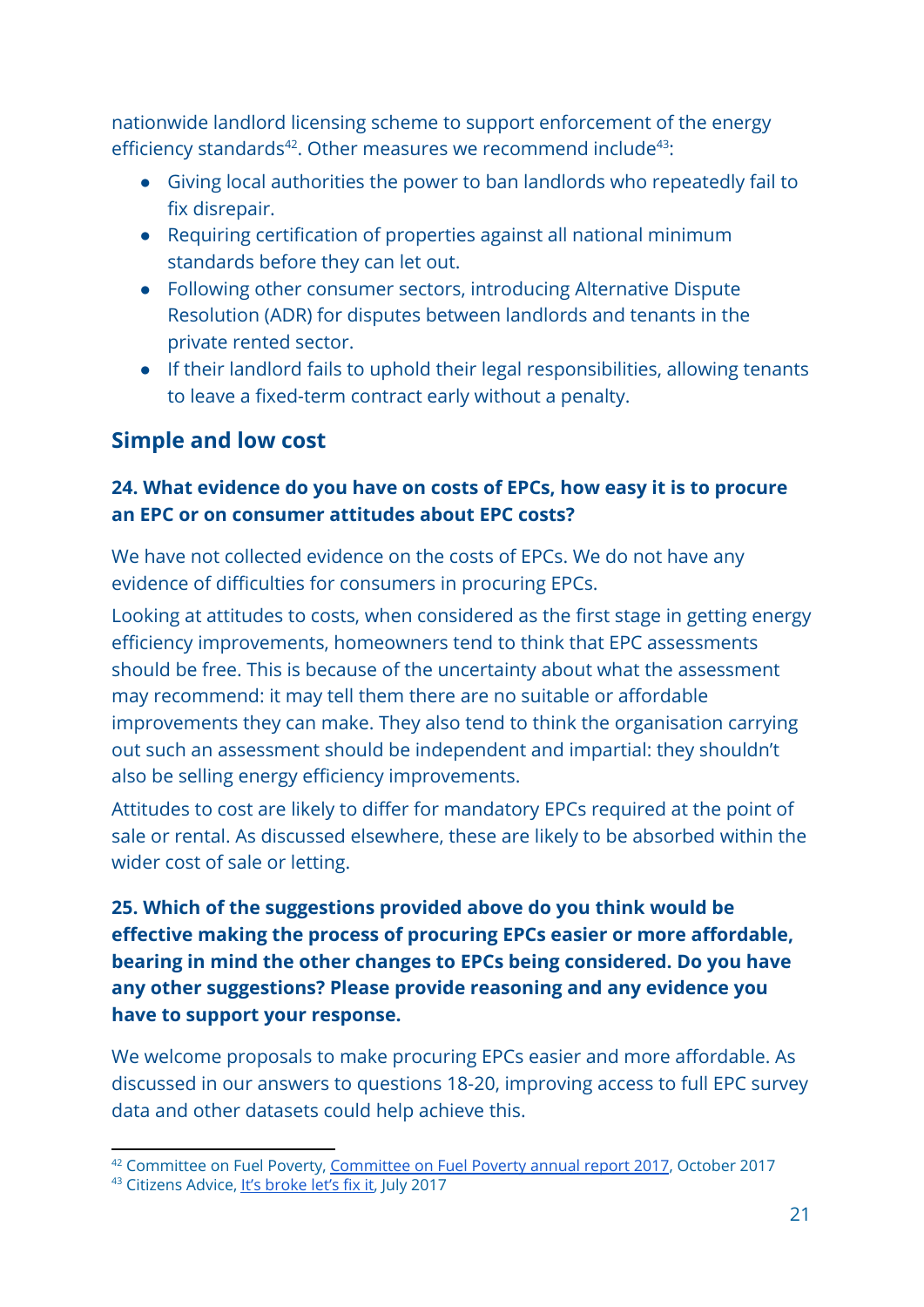nationwide landlord licensing scheme to support enforcement of the energy efficiency standards[42]. Other measures we recommend include[43]:

- Giving local authorities the power to ban landlords who repeatedly fail to fix disrepair.
- Requiring certification of properties against all national minimum standards before they can let out.
- Following other consumer sectors, introducing Alternative Dispute Resolution (ADR) for disputes between landlords and tenants in the private rented sector.
- If their landlord fails to uphold their legal responsibilities, allowing tenants to leave a fixed-term contract early without a penalty.

## Simple and low cost

### 24. What evidence do you have on costs of EPCs, how easy it is to procure an EPC or on consumer attitudes about EPC costs?

We have not collected evidence on the costs of EPCs. We do not have any evidence of difficulties for consumers in procuring EPCs.

Looking at attitudes to costs, when considered as the first stage in getting energy efficiency improvements, homeowners tend to think that EPC assessments should be free. This is because of the uncertainty about what the assessment may recommend: it may tell them there are no suitable or affordable improvements they can make. They also tend to think the organisation carrying out such an assessment should be independent and impartial: they shouldn't also be selling energy efficiency improvements.

Attitudes to cost are likely to differ for mandatory EPCs required at the point of sale or rental. As discussed elsewhere, these are likely to be absorbed within the wider cost of sale or letting.

### 25. Which of the suggestions provided above do you think would be effective making the process of procuring EPCs easier or more affordable, bearing in mind the other changes to EPCs being considered. Do you have any other suggestions? Please provide reasoning and any evidence you have to support your response.

We welcome proposals to make procuring EPCs easier and more affordable. As discussed in our answers to questions 18-20, improving access to full EPC survey data and other datasets could help achieve this.

---

[42] Committee on Fuel Poverty, Committee on Fuel Poverty annual report 2017, October 2017

[43] Citizens Advice, It's broke let's fix it, July 2017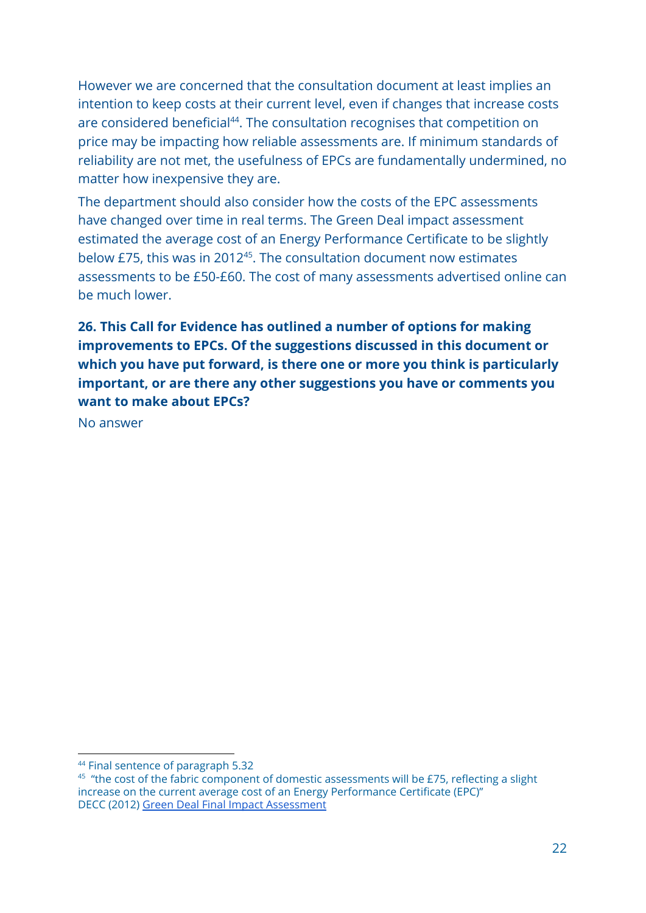However we are concerned that the consultation document at least implies an intention to keep costs at their current level, even if changes that increase costs are considered beneficial[44]. The consultation recognises that competition on price may be impacting how reliable assessments are. If minimum standards of reliability are not met, the usefulness of EPCs are fundamentally undermined, no matter how inexpensive they are.

The department should also consider how the costs of the EPC assessments have changed over time in real terms. The Green Deal impact assessment estimated the average cost of an Energy Performance Certificate to be slightly below £75, this was in 2012[45]. The consultation document now estimates assessments to be £50-£60. The cost of many assessments advertised online can be much lower.

**26. This Call for Evidence has outlined a number of options for making improvements to EPCs. Of the suggestions discussed in this document or which you have put forward, is there one or more you think is particularly important, or are there any other suggestions you have or comments you want to make about EPCs?**

No answer

---

[44] Final sentence of paragraph 5.32

[45] "the cost of the fabric component of domestic assessments will be £75, reflecting a slight increase on the current average cost of an Energy Performance Certificate (EPC)" DECC (2012) Green Deal Final Impact Assessment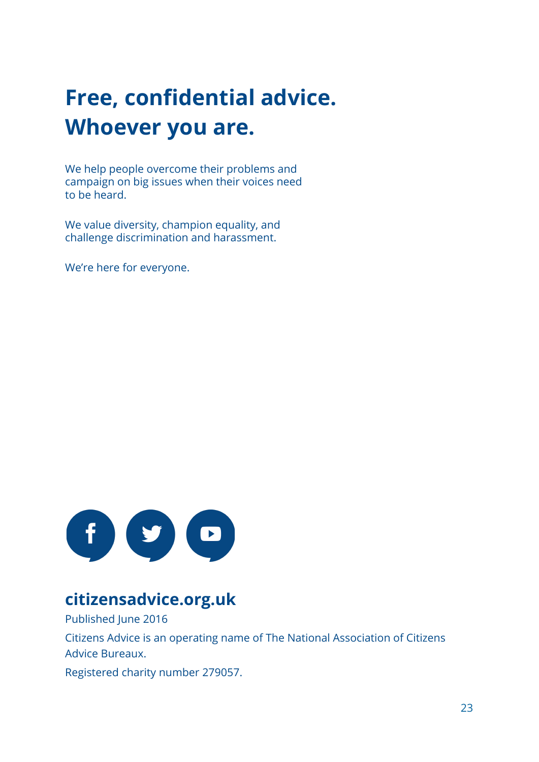# Free, confidential advice. Whoever you are.

We help people overcome their problems and campaign on big issues when their voices need to be heard.

We value diversity, champion equality, and challenge discrimination and harassment.

We're here for everyone.

**citizensadvice.org.uk**

Published June 2016

Citizens Advice is an operating name of The National Association of Citizens Advice Bureaux.

Registered charity number 279057.